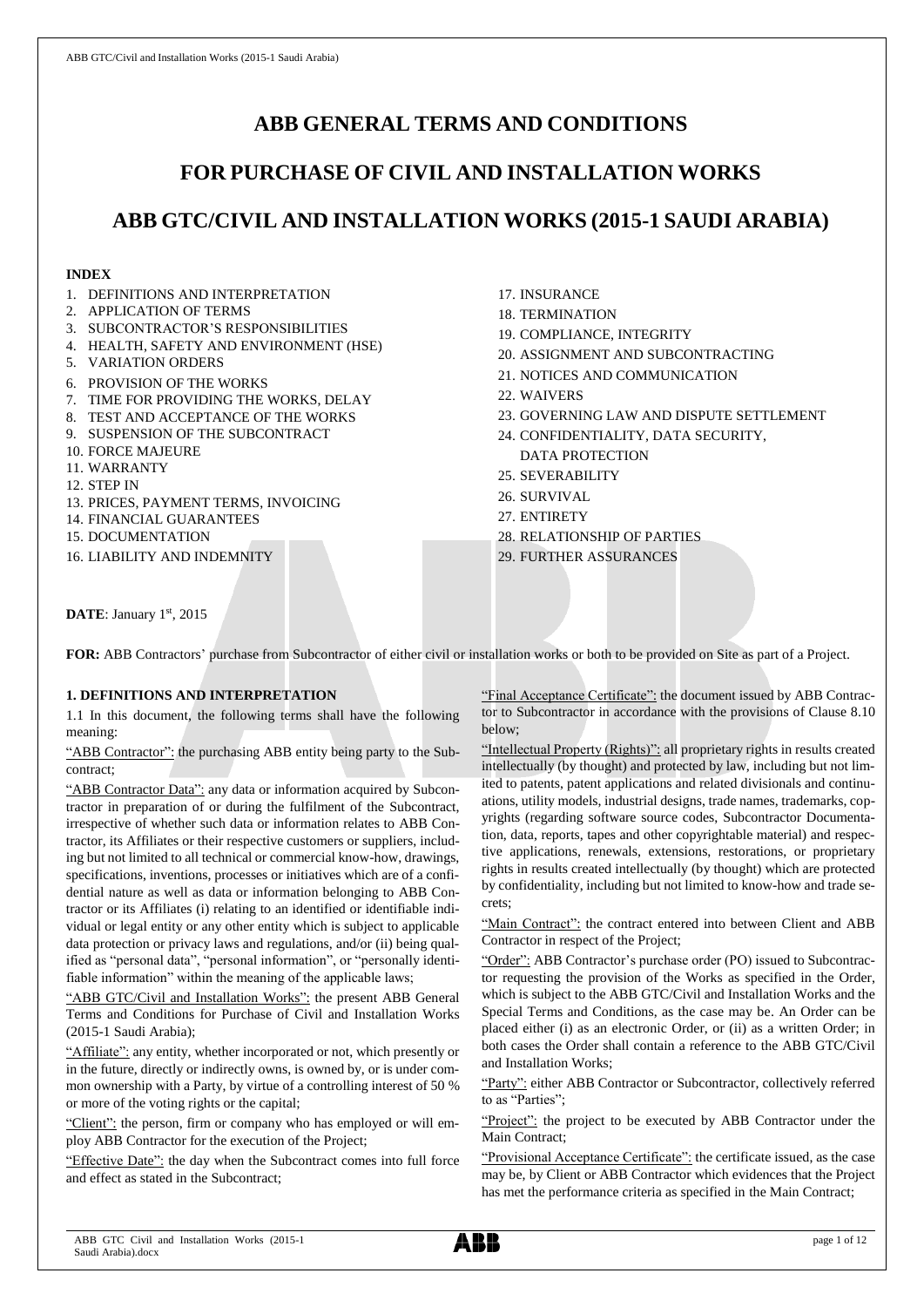# ABB GENERAL TERMS AND CONDITIONS

# FOR PURCHASE OF CIVIL AND INSTALLATION WORKS

# ABB GTC/CIVIL AND INSTALLATION WORKS (2015-1 SAUDI ARABIA)

**INDEX**

1. DEFINITIONS AND INTERPRETATION
2. APPLICATION OF TERMS
3. SUBCONTRACTOR'S RESPONSIBILITIES
4. HEALTH, SAFETY AND ENVIRONMENT (HSE)
5. VARIATION ORDERS
6. PROVISION OF THE WORKS
7. TIME FOR PROVIDING THE WORKS, DELAY
8. TEST AND ACCEPTANCE OF THE WORKS
9. SUSPENSION OF THE SUBCONTRACT
10. FORCE MAJEURE
11. WARRANTY
12. STEP IN
13. PRICES, PAYMENT TERMS, INVOICING
14. FINANCIAL GUARANTEES
15. DOCUMENTATION
16. LIABILITY AND INDEMNITY
17. INSURANCE
18. TERMINATION
19. COMPLIANCE, INTEGRITY
20. ASSIGNMENT AND SUBCONTRACTING
21. NOTICES AND COMMUNICATION
22. WAIVERS
23. GOVERNING LAW AND DISPUTE SETTLEMENT
24. CONFIDENTIALITY, DATA SECURITY, DATA PROTECTION
25. SEVERABILITY
26. SURVIVAL
27. ENTIRETY
28. RELATIONSHIP OF PARTIES
29. FURTHER ASSURANCES

**DATE**: January 1st, 2015

**FOR:** ABB Contractors' purchase from Subcontractor of either civil or installation works or both to be provided on Site as part of a Project.

## 1. DEFINITIONS AND INTERPRETATION

1.1 In this document, the following terms shall have the following meaning:

"ABB Contractor": the purchasing ABB entity being party to the Subcontract;

"ABB Contractor Data": any data or information acquired by Subcontractor in preparation of or during the fulfilment of the Subcontract, irrespective of whether such data or information relates to ABB Contractor, its Affiliates or their respective customers or suppliers, including but not limited to all technical or commercial know-how, drawings, specifications, inventions, processes or initiatives which are of a confidential nature as well as data or information belonging to ABB Contractor or its Affiliates (i) relating to an identified or identifiable individual or legal entity or any other entity which is subject to applicable data protection or privacy laws and regulations, and/or (ii) being qualified as "personal data", "personal information", or "personally identifiable information" within the meaning of the applicable laws;

"ABB GTC/Civil and Installation Works": the present ABB General Terms and Conditions for Purchase of Civil and Installation Works (2015-1 Saudi Arabia);

"Affiliate": any entity, whether incorporated or not, which presently or in the future, directly or indirectly owns, is owned by, or is under common ownership with a Party, by virtue of a controlling interest of 50 % or more of the voting rights or the capital;

"Client": the person, firm or company who has employed or will employ ABB Contractor for the execution of the Project;

"Effective Date": the day when the Subcontract comes into full force and effect as stated in the Subcontract;

"Final Acceptance Certificate": the document issued by ABB Contractor to Subcontractor in accordance with the provisions of Clause 8.10 below;

"Intellectual Property (Rights)": all proprietary rights in results created intellectually (by thought) and protected by law, including but not limited to patents, patent applications and related divisionals and continuations, utility models, industrial designs, trade names, trademarks, copyrights (regarding software source codes, Subcontractor Documentation, data, reports, tapes and other copyrightable material) and respective applications, renewals, extensions, restorations, or proprietary rights in results created intellectually (by thought) which are protected by confidentiality, including but not limited to know-how and trade secrets;

"Main Contract": the contract entered into between Client and ABB Contractor in respect of the Project;

"Order": ABB Contractor's purchase order (PO) issued to Subcontractor requesting the provision of the Works as specified in the Order, which is subject to the ABB GTC/Civil and Installation Works and the Special Terms and Conditions, as the case may be. An Order can be placed either (i) as an electronic Order, or (ii) as a written Order; in both cases the Order shall contain a reference to the ABB GTC/Civil and Installation Works;

"Party": either ABB Contractor or Subcontractor, collectively referred to as "Parties";

"Project": the project to be executed by ABB Contractor under the Main Contract;

"Provisional Acceptance Certificate": the certificate issued, as the case may be, by Client or ABB Contractor which evidences that the Project has met the performance criteria as specified in the Main Contract;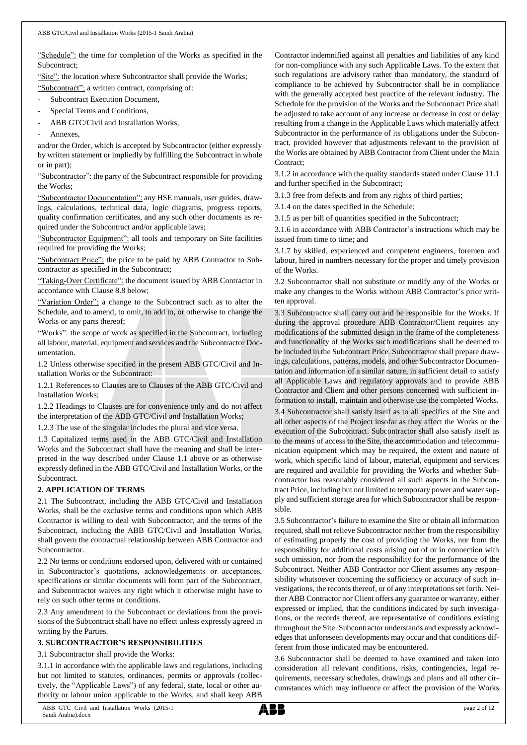"Schedule": the time for completion of the Works as specified in the Subcontract;

"Site": the location where Subcontractor shall provide the Works;

"Subcontract": a written contract, comprising of:

- Subcontract Execution Document,
- Special Terms and Conditions,
- ABB GTC/Civil and Installation Works,
- Annexes,

and/or the Order, which is accepted by Subcontractor (either expressly by written statement or impliedly by fulfilling the Subcontract in whole or in part);

"Subcontractor": the party of the Subcontract responsible for providing the Works;

"Subcontractor Documentation": any HSE manuals, user guides, drawings, calculations, technical data, logic diagrams, progress reports, quality confirmation certificates, and any such other documents as required under the Subcontract and/or applicable laws;

"Subcontractor Equipment": all tools and temporary on Site facilities required for providing the Works;

"Subcontract Price": the price to be paid by ABB Contractor to Subcontractor as specified in the Subcontract;

"Taking-Over Certificate": the document issued by ABB Contractor in accordance with Clause 8.8 below;

"Variation Order": a change to the Subcontract such as to alter the Schedule, and to amend, to omit, to add to, or otherwise to change the Works or any parts thereof;

"Works": the scope of work as specified in the Subcontract, including all labour, material, equipment and services and the Subcontractor Documentation.

1.2 Unless otherwise specified in the present ABB GTC/Civil and Installation Works or the Subcontract:

1.2.1 References to Clauses are to Clauses of the ABB GTC/Civil and Installation Works;

1.2.2 Headings to Clauses are for convenience only and do not affect the interpretation of the ABB GTC/Civil and Installation Works;

1.2.3 The use of the singular includes the plural and vice versa.

1.3 Capitalized terms used in the ABB GTC/Civil and Installation Works and the Subcontract shall have the meaning and shall be interpreted in the way described under Clause 1.1 above or as otherwise expressly defined in the ABB GTC/Civil and Installation Works, or the Subcontract.

## 2. APPLICATION OF TERMS

2.1 The Subcontract, including the ABB GTC/Civil and Installation Works, shall be the exclusive terms and conditions upon which ABB Contractor is willing to deal with Subcontractor, and the terms of the Subcontract, including the ABB GTC/Civil and Installation Works, shall govern the contractual relationship between ABB Contractor and Subcontractor.

2.2 No terms or conditions endorsed upon, delivered with or contained in Subcontractor's quotations, acknowledgements or acceptances, specifications or similar documents will form part of the Subcontract, and Subcontractor waives any right which it otherwise might have to rely on such other terms or conditions.

2.3 Any amendment to the Subcontract or deviations from the provisions of the Subcontract shall have no effect unless expressly agreed in writing by the Parties.

## 3. SUBCONTRACTOR'S RESPONSIBILITIES

3.1 Subcontractor shall provide the Works:

3.1.1 in accordance with the applicable laws and regulations, including but not limited to statutes, ordinances, permits or approvals (collectively, the "Applicable Laws") of any federal, state, local or other authority or labour union applicable to the Works, and shall keep ABB Contractor indemnified against all penalties and liabilities of any kind for non-compliance with any such Applicable Laws. To the extent that such regulations are advisory rather than mandatory, the standard of compliance to be achieved by Subcontractor shall be in compliance with the generally accepted best practice of the relevant industry. The Schedule for the provision of the Works and the Subcontract Price shall be adjusted to take account of any increase or decrease in cost or delay resulting from a change in the Applicable Laws which materially affect Subcontractor in the performance of its obligations under the Subcontract, provided however that adjustments relevant to the provision of the Works are obtained by ABB Contractor from Client under the Main Contract;

3.1.2 in accordance with the quality standards stated under Clause 11.1 and further specified in the Subcontract;

3.1.3 free from defects and from any rights of third parties;

3.1.4 on the dates specified in the Schedule;

3.1.5 as per bill of quantities specified in the Subcontract;

3.1.6 in accordance with ABB Contractor's instructions which may be issued from time to time; and

3.1.7 by skilled, experienced and competent engineers, foremen and labour, hired in numbers necessary for the proper and timely provision of the Works.

3.2 Subcontractor shall not substitute or modify any of the Works or make any changes to the Works without ABB Contractor's prior written approval.

3.3 Subcontractor shall carry out and be responsible for the Works. If during the approval procedure ABB Contractor/Client requires any modifications of the submitted design in the frame of the completeness and functionality of the Works such modifications shall be deemed to be included in the Subcontract Price. Subcontractor shall prepare drawings, calculations, patterns, models, and other Subcontractor Documentation and information of a similar nature, in sufficient detail to satisfy all Applicable Laws and regulatory approvals and to provide ABB Contractor and Client and other persons concerned with sufficient information to install, maintain and otherwise use the completed Works.

3.4 Subcontractor shall satisfy itself as to all specifics of the Site and all other aspects of the Project insofar as they affect the Works or the execution of the Subcontract. Subcontractor shall also satisfy itself as to the means of access to the Site, the accommodation and telecommunication equipment which may be required, the extent and nature of work, which specific kind of labour, material, equipment and services are required and available for providing the Works and whether Subcontractor has reasonably considered all such aspects in the Subcontract Price, including but not limited to temporary power and water supply and sufficient storage area for which Subcontractor shall be responsible.

3.5 Subcontractor's failure to examine the Site or obtain all information required, shall not relieve Subcontractor neither from the responsibility of estimating properly the cost of providing the Works, nor from the responsibility for additional costs arising out of or in connection with such omission, nor from the responsibility for the performance of the Subcontract. Neither ABB Contractor nor Client assumes any responsibility whatsoever concerning the sufficiency or accuracy of such investigations, the records thereof, or of any interpretations set forth. Neither ABB Contractor nor Client offers any guarantee or warranty, either expressed or implied, that the conditions indicated by such investigations, or the records thereof, are representative of conditions existing throughout the Site. Subcontractor understands and expressly acknowledges that unforeseen developments may occur and that conditions different from those indicated may be encountered.

3.6 Subcontractor shall be deemed to have examined and taken into consideration all relevant conditions, risks, contingencies, legal requirements, necessary schedules, drawings and plans and all other circumstances which may influence or affect the provision of the Works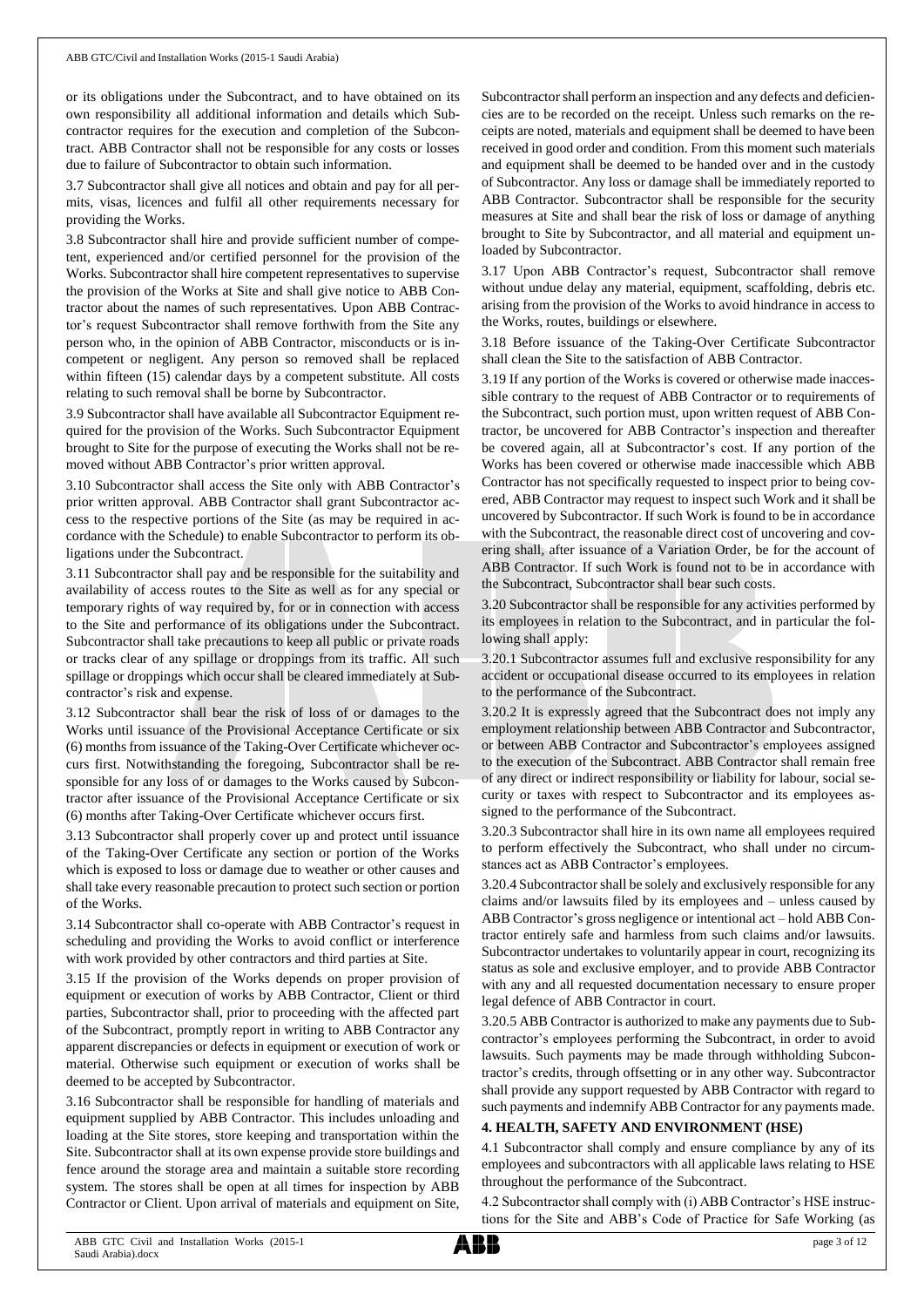or its obligations under the Subcontract, and to have obtained on its own responsibility all additional information and details which Subcontractor requires for the execution and completion of the Subcontract. ABB Contractor shall not be responsible for any costs or losses due to failure of Subcontractor to obtain such information.

3.7 Subcontractor shall give all notices and obtain and pay for all permits, visas, licences and fulfil all other requirements necessary for providing the Works.

3.8 Subcontractor shall hire and provide sufficient number of competent, experienced and/or certified personnel for the provision of the Works. Subcontractor shall hire competent representatives to supervise the provision of the Works at Site and shall give notice to ABB Contractor about the names of such representatives. Upon ABB Contractor's request Subcontractor shall remove forthwith from the Site any person who, in the opinion of ABB Contractor, misconducts or is incompetent or negligent. Any person so removed shall be replaced within fifteen (15) calendar days by a competent substitute. All costs relating to such removal shall be borne by Subcontractor.

3.9 Subcontractor shall have available all Subcontractor Equipment required for the provision of the Works. Such Subcontractor Equipment brought to Site for the purpose of executing the Works shall not be removed without ABB Contractor's prior written approval.

3.10 Subcontractor shall access the Site only with ABB Contractor's prior written approval. ABB Contractor shall grant Subcontractor access to the respective portions of the Site (as may be required in accordance with the Schedule) to enable Subcontractor to perform its obligations under the Subcontract.

3.11 Subcontractor shall pay and be responsible for the suitability and availability of access routes to the Site as well as for any special or temporary rights of way required by, for or in connection with access to the Site and performance of its obligations under the Subcontract. Subcontractor shall take precautions to keep all public or private roads or tracks clear of any spillage or droppings from its traffic. All such spillage or droppings which occur shall be cleared immediately at Subcontractor's risk and expense.

3.12 Subcontractor shall bear the risk of loss of or damages to the Works until issuance of the Provisional Acceptance Certificate or six (6) months from issuance of the Taking-Over Certificate whichever occurs first. Notwithstanding the foregoing, Subcontractor shall be responsible for any loss of or damages to the Works caused by Subcontractor after issuance of the Provisional Acceptance Certificate or six (6) months after Taking-Over Certificate whichever occurs first.

3.13 Subcontractor shall properly cover up and protect until issuance of the Taking-Over Certificate any section or portion of the Works which is exposed to loss or damage due to weather or other causes and shall take every reasonable precaution to protect such section or portion of the Works.

3.14 Subcontractor shall co-operate with ABB Contractor's request in scheduling and providing the Works to avoid conflict or interference with work provided by other contractors and third parties at Site.

3.15 If the provision of the Works depends on proper provision of equipment or execution of works by ABB Contractor, Client or third parties, Subcontractor shall, prior to proceeding with the affected part of the Subcontract, promptly report in writing to ABB Contractor any apparent discrepancies or defects in equipment or execution of work or material. Otherwise such equipment or execution of works shall be deemed to be accepted by Subcontractor.

3.16 Subcontractor shall be responsible for handling of materials and equipment supplied by ABB Contractor. This includes unloading and loading at the Site stores, store keeping and transportation within the Site. Subcontractor shall at its own expense provide store buildings and fence around the storage area and maintain a suitable store recording system. The stores shall be open at all times for inspection by ABB Contractor or Client. Upon arrival of materials and equipment on Site, Subcontractor shall perform an inspection and any defects and deficiencies are to be recorded on the receipt. Unless such remarks on the receipts are noted, materials and equipment shall be deemed to have been received in good order and condition. From this moment such materials and equipment shall be deemed to be handed over and in the custody of Subcontractor. Any loss or damage shall be immediately reported to ABB Contractor. Subcontractor shall be responsible for the security measures at Site and shall bear the risk of loss or damage of anything brought to Site by Subcontractor, and all material and equipment unloaded by Subcontractor.

3.17 Upon ABB Contractor's request, Subcontractor shall remove without undue delay any material, equipment, scaffolding, debris etc. arising from the provision of the Works to avoid hindrance in access to the Works, routes, buildings or elsewhere.

3.18 Before issuance of the Taking-Over Certificate Subcontractor shall clean the Site to the satisfaction of ABB Contractor.

3.19 If any portion of the Works is covered or otherwise made inaccessible contrary to the request of ABB Contractor or to requirements of the Subcontract, such portion must, upon written request of ABB Contractor, be uncovered for ABB Contractor's inspection and thereafter be covered again, all at Subcontractor's cost. If any portion of the Works has been covered or otherwise made inaccessible which ABB Contractor has not specifically requested to inspect prior to being covered, ABB Contractor may request to inspect such Work and it shall be uncovered by Subcontractor. If such Work is found to be in accordance with the Subcontract, the reasonable direct cost of uncovering and covering shall, after issuance of a Variation Order, be for the account of ABB Contractor. If such Work is found not to be in accordance with the Subcontract, Subcontractor shall bear such costs.

3.20 Subcontractor shall be responsible for any activities performed by its employees in relation to the Subcontract, and in particular the following shall apply:

3.20.1 Subcontractor assumes full and exclusive responsibility for any accident or occupational disease occurred to its employees in relation to the performance of the Subcontract.

3.20.2 It is expressly agreed that the Subcontract does not imply any employment relationship between ABB Contractor and Subcontractor, or between ABB Contractor and Subcontractor's employees assigned to the execution of the Subcontract. ABB Contractor shall remain free of any direct or indirect responsibility or liability for labour, social security or taxes with respect to Subcontractor and its employees assigned to the performance of the Subcontract.

3.20.3 Subcontractor shall hire in its own name all employees required to perform effectively the Subcontract, who shall under no circumstances act as ABB Contractor's employees.

3.20.4 Subcontractor shall be solely and exclusively responsible for any claims and/or lawsuits filed by its employees and – unless caused by ABB Contractor's gross negligence or intentional act – hold ABB Contractor entirely safe and harmless from such claims and/or lawsuits. Subcontractor undertakes to voluntarily appear in court, recognizing its status as sole and exclusive employer, and to provide ABB Contractor with any and all requested documentation necessary to ensure proper legal defence of ABB Contractor in court.

3.20.5 ABB Contractor is authorized to make any payments due to Subcontractor's employees performing the Subcontract, in order to avoid lawsuits. Such payments may be made through withholding Subcontractor's credits, through offsetting or in any other way. Subcontractor shall provide any support requested by ABB Contractor with regard to such payments and indemnify ABB Contractor for any payments made.

## 4. HEALTH, SAFETY AND ENVIRONMENT (HSE)

4.1 Subcontractor shall comply and ensure compliance by any of its employees and subcontractors with all applicable laws relating to HSE throughout the performance of the Subcontract.

4.2 Subcontractor shall comply with (i) ABB Contractor's HSE instructions for the Site and ABB's Code of Practice for Safe Working (as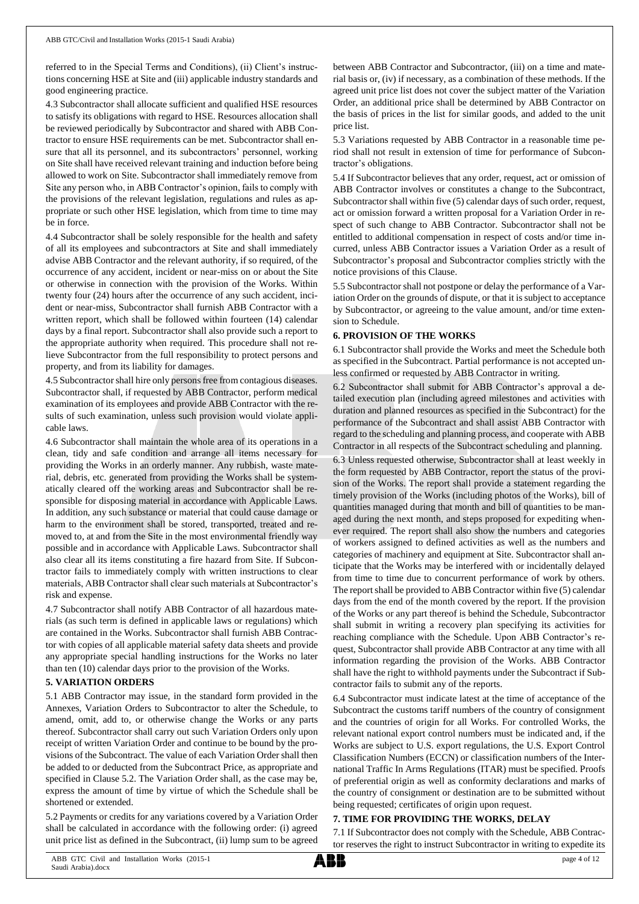referred to in the Special Terms and Conditions), (ii) Client's instructions concerning HSE at Site and (iii) applicable industry standards and good engineering practice.

4.3 Subcontractor shall allocate sufficient and qualified HSE resources to satisfy its obligations with regard to HSE. Resources allocation shall be reviewed periodically by Subcontractor and shared with ABB Contractor to ensure HSE requirements can be met. Subcontractor shall ensure that all its personnel, and its subcontractors' personnel, working on Site shall have received relevant training and induction before being allowed to work on Site. Subcontractor shall immediately remove from Site any person who, in ABB Contractor's opinion, fails to comply with the provisions of the relevant legislation, regulations and rules as appropriate or such other HSE legislation, which from time to time may be in force.

4.4 Subcontractor shall be solely responsible for the health and safety of all its employees and subcontractors at Site and shall immediately advise ABB Contractor and the relevant authority, if so required, of the occurrence of any accident, incident or near-miss on or about the Site or otherwise in connection with the provision of the Works. Within twenty four (24) hours after the occurrence of any such accident, incident or near-miss, Subcontractor shall furnish ABB Contractor with a written report, which shall be followed within fourteen (14) calendar days by a final report. Subcontractor shall also provide such a report to the appropriate authority when required. This procedure shall not relieve Subcontractor from the full responsibility to protect persons and property, and from its liability for damages.

4.5 Subcontractor shall hire only persons free from contagious diseases. Subcontractor shall, if requested by ABB Contractor, perform medical examination of its employees and provide ABB Contractor with the results of such examination, unless such provision would violate applicable laws.

4.6 Subcontractor shall maintain the whole area of its operations in a clean, tidy and safe condition and arrange all items necessary for providing the Works in an orderly manner. Any rubbish, waste material, debris, etc. generated from providing the Works shall be systematically cleared off the working areas and Subcontractor shall be responsible for disposing material in accordance with Applicable Laws. In addition, any such substance or material that could cause damage or harm to the environment shall be stored, transported, treated and removed to, at and from the Site in the most environmental friendly way possible and in accordance with Applicable Laws. Subcontractor shall also clear all its items constituting a fire hazard from Site. If Subcontractor fails to immediately comply with written instructions to clear materials, ABB Contractor shall clear such materials at Subcontractor's risk and expense.

4.7 Subcontractor shall notify ABB Contractor of all hazardous materials (as such term is defined in applicable laws or regulations) which are contained in the Works. Subcontractor shall furnish ABB Contractor with copies of all applicable material safety data sheets and provide any appropriate special handling instructions for the Works no later than ten (10) calendar days prior to the provision of the Works.

## 5. VARIATION ORDERS

5.1 ABB Contractor may issue, in the standard form provided in the Annexes, Variation Orders to Subcontractor to alter the Schedule, to amend, omit, add to, or otherwise change the Works or any parts thereof. Subcontractor shall carry out such Variation Orders only upon receipt of written Variation Order and continue to be bound by the provisions of the Subcontract. The value of each Variation Order shall then be added to or deducted from the Subcontract Price, as appropriate and specified in Clause 5.2. The Variation Order shall, as the case may be, express the amount of time by virtue of which the Schedule shall be shortened or extended.

5.2 Payments or credits for any variations covered by a Variation Order shall be calculated in accordance with the following order: (i) agreed unit price list as defined in the Subcontract, (ii) lump sum to be agreed between ABB Contractor and Subcontractor, (iii) on a time and material basis or, (iv) if necessary, as a combination of these methods. If the agreed unit price list does not cover the subject matter of the Variation Order, an additional price shall be determined by ABB Contractor on the basis of prices in the list for similar goods, and added to the unit price list.

5.3 Variations requested by ABB Contractor in a reasonable time period shall not result in extension of time for performance of Subcontractor's obligations.

5.4 If Subcontractor believes that any order, request, act or omission of ABB Contractor involves or constitutes a change to the Subcontract, Subcontractor shall within five (5) calendar days of such order, request, act or omission forward a written proposal for a Variation Order in respect of such change to ABB Contractor. Subcontractor shall not be entitled to additional compensation in respect of costs and/or time incurred, unless ABB Contractor issues a Variation Order as a result of Subcontractor's proposal and Subcontractor complies strictly with the notice provisions of this Clause.

5.5 Subcontractor shall not postpone or delay the performance of a Variation Order on the grounds of dispute, or that it is subject to acceptance by Subcontractor, or agreeing to the value amount, and/or time extension to Schedule.

## 6. PROVISION OF THE WORKS

6.1 Subcontractor shall provide the Works and meet the Schedule both as specified in the Subcontract. Partial performance is not accepted unless confirmed or requested by ABB Contractor in writing.

6.2 Subcontractor shall submit for ABB Contractor's approval a detailed execution plan (including agreed milestones and activities with duration and planned resources as specified in the Subcontract) for the performance of the Subcontract and shall assist ABB Contractor with regard to the scheduling and planning process, and cooperate with ABB Contractor in all respects of the Subcontract scheduling and planning.

6.3 Unless requested otherwise, Subcontractor shall at least weekly in the form requested by ABB Contractor, report the status of the provision of the Works. The report shall provide a statement regarding the timely provision of the Works (including photos of the Works), bill of quantities managed during that month and bill of quantities to be managed during the next month, and steps proposed for expediting whenever required. The report shall also show the numbers and categories of workers assigned to defined activities as well as the numbers and categories of machinery and equipment at Site. Subcontractor shall anticipate that the Works may be interfered with or incidentally delayed from time to time due to concurrent performance of work by others. The report shall be provided to ABB Contractor within five (5) calendar days from the end of the month covered by the report. If the provision of the Works or any part thereof is behind the Schedule, Subcontractor shall submit in writing a recovery plan specifying its activities for reaching compliance with the Schedule. Upon ABB Contractor's request, Subcontractor shall provide ABB Contractor at any time with all information regarding the provision of the Works. ABB Contractor shall have the right to withhold payments under the Subcontract if Subcontractor fails to submit any of the reports.

6.4 Subcontractor must indicate latest at the time of acceptance of the Subcontract the customs tariff numbers of the country of consignment and the countries of origin for all Works. For controlled Works, the relevant national export control numbers must be indicated and, if the Works are subject to U.S. export regulations, the U.S. Export Control Classification Numbers (ECCN) or classification numbers of the International Traffic In Arms Regulations (ITAR) must be specified. Proofs of preferential origin as well as conformity declarations and marks of the country of consignment or destination are to be submitted without being requested; certificates of origin upon request.

## 7. TIME FOR PROVIDING THE WORKS, DELAY

7.1 If Subcontractor does not comply with the Schedule, ABB Contractor reserves the right to instruct Subcontractor in writing to expedite its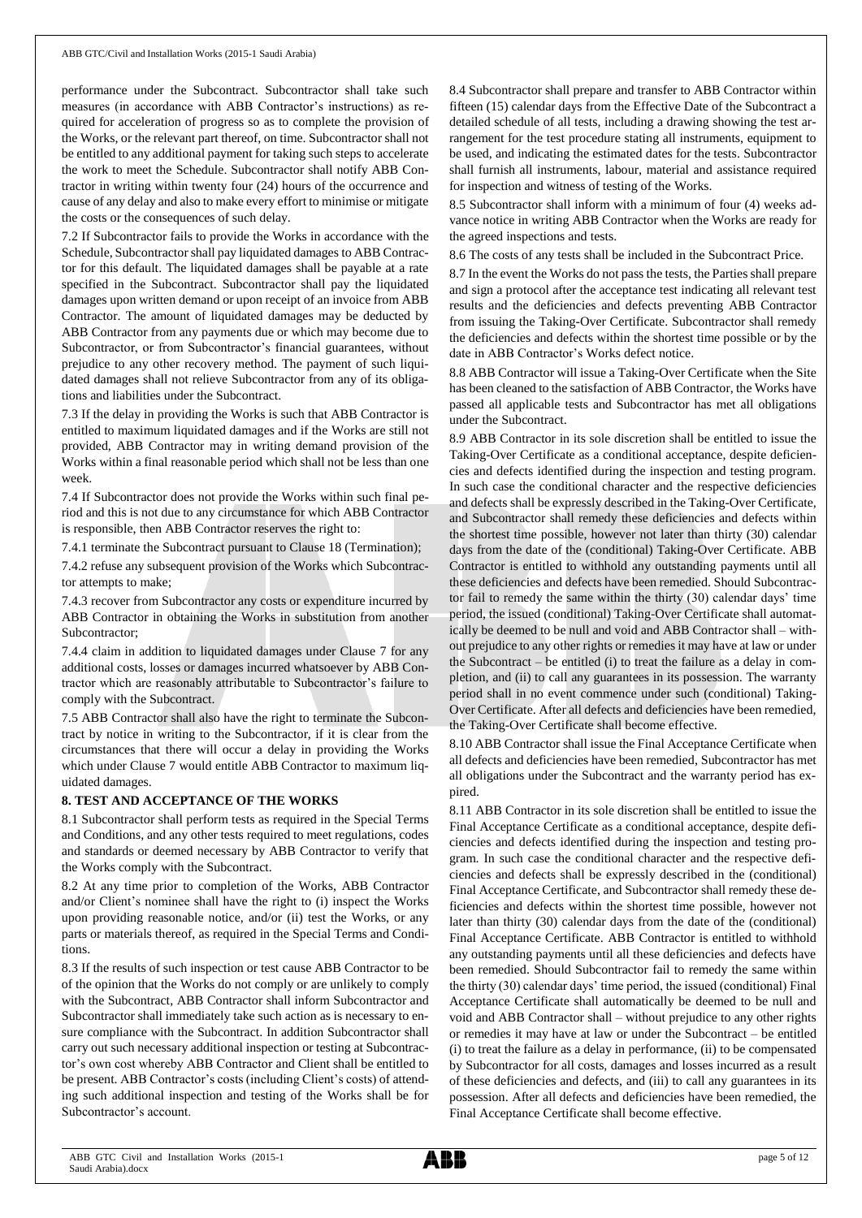performance under the Subcontract. Subcontractor shall take such measures (in accordance with ABB Contractor's instructions) as required for acceleration of progress so as to complete the provision of the Works, or the relevant part thereof, on time. Subcontractor shall not be entitled to any additional payment for taking such steps to accelerate the work to meet the Schedule. Subcontractor shall notify ABB Contractor in writing within twenty four (24) hours of the occurrence and cause of any delay and also to make every effort to minimise or mitigate the costs or the consequences of such delay.

7.2 If Subcontractor fails to provide the Works in accordance with the Schedule, Subcontractor shall pay liquidated damages to ABB Contractor for this default. The liquidated damages shall be payable at a rate specified in the Subcontract. Subcontractor shall pay the liquidated damages upon written demand or upon receipt of an invoice from ABB Contractor. The amount of liquidated damages may be deducted by ABB Contractor from any payments due or which may become due to Subcontractor, or from Subcontractor's financial guarantees, without prejudice to any other recovery method. The payment of such liquidated damages shall not relieve Subcontractor from any of its obligations and liabilities under the Subcontract.

7.3 If the delay in providing the Works is such that ABB Contractor is entitled to maximum liquidated damages and if the Works are still not provided, ABB Contractor may in writing demand provision of the Works within a final reasonable period which shall not be less than one week.

7.4 If Subcontractor does not provide the Works within such final period and this is not due to any circumstance for which ABB Contractor is responsible, then ABB Contractor reserves the right to:

7.4.1 terminate the Subcontract pursuant to Clause 18 (Termination);

7.4.2 refuse any subsequent provision of the Works which Subcontractor attempts to make;

7.4.3 recover from Subcontractor any costs or expenditure incurred by ABB Contractor in obtaining the Works in substitution from another Subcontractor;

7.4.4 claim in addition to liquidated damages under Clause 7 for any additional costs, losses or damages incurred whatsoever by ABB Contractor which are reasonably attributable to Subcontractor's failure to comply with the Subcontract.

7.5 ABB Contractor shall also have the right to terminate the Subcontract by notice in writing to the Subcontractor, if it is clear from the circumstances that there will occur a delay in providing the Works which under Clause 7 would entitle ABB Contractor to maximum liquidated damages.

## 8. TEST AND ACCEPTANCE OF THE WORKS

8.1 Subcontractor shall perform tests as required in the Special Terms and Conditions, and any other tests required to meet regulations, codes and standards or deemed necessary by ABB Contractor to verify that the Works comply with the Subcontract.

8.2 At any time prior to completion of the Works, ABB Contractor and/or Client's nominee shall have the right to (i) inspect the Works upon providing reasonable notice, and/or (ii) test the Works, or any parts or materials thereof, as required in the Special Terms and Conditions.

8.3 If the results of such inspection or test cause ABB Contractor to be of the opinion that the Works do not comply or are unlikely to comply with the Subcontract, ABB Contractor shall inform Subcontractor and Subcontractor shall immediately take such action as is necessary to ensure compliance with the Subcontract. In addition Subcontractor shall carry out such necessary additional inspection or testing at Subcontractor's own cost whereby ABB Contractor and Client shall be entitled to be present. ABB Contractor's costs (including Client's costs) of attending such additional inspection and testing of the Works shall be for Subcontractor's account.

8.4 Subcontractor shall prepare and transfer to ABB Contractor within fifteen (15) calendar days from the Effective Date of the Subcontract a detailed schedule of all tests, including a drawing showing the test arrangement for the test procedure stating all instruments, equipment to be used, and indicating the estimated dates for the tests. Subcontractor shall furnish all instruments, labour, material and assistance required for inspection and witness of testing of the Works.

8.5 Subcontractor shall inform with a minimum of four (4) weeks advance notice in writing ABB Contractor when the Works are ready for the agreed inspections and tests.

8.6 The costs of any tests shall be included in the Subcontract Price.

8.7 In the event the Works do not pass the tests, the Parties shall prepare and sign a protocol after the acceptance test indicating all relevant test results and the deficiencies and defects preventing ABB Contractor from issuing the Taking-Over Certificate. Subcontractor shall remedy the deficiencies and defects within the shortest time possible or by the date in ABB Contractor's Works defect notice.

8.8 ABB Contractor will issue a Taking-Over Certificate when the Site has been cleaned to the satisfaction of ABB Contractor, the Works have passed all applicable tests and Subcontractor has met all obligations under the Subcontract.

8.9 ABB Contractor in its sole discretion shall be entitled to issue the Taking-Over Certificate as a conditional acceptance, despite deficiencies and defects identified during the inspection and testing program. In such case the conditional character and the respective deficiencies and defects shall be expressly described in the Taking-Over Certificate, and Subcontractor shall remedy these deficiencies and defects within the shortest time possible, however not later than thirty (30) calendar days from the date of the (conditional) Taking-Over Certificate. ABB Contractor is entitled to withhold any outstanding payments until all these deficiencies and defects have been remedied. Should Subcontractor fail to remedy the same within the thirty (30) calendar days' time period, the issued (conditional) Taking-Over Certificate shall automatically be deemed to be null and void and ABB Contractor shall – without prejudice to any other rights or remedies it may have at law or under the Subcontract – be entitled (i) to treat the failure as a delay in completion, and (ii) to call any guarantees in its possession. The warranty period shall in no event commence under such (conditional) Taking-Over Certificate. After all defects and deficiencies have been remedied, the Taking-Over Certificate shall become effective.

8.10 ABB Contractor shall issue the Final Acceptance Certificate when all defects and deficiencies have been remedied, Subcontractor has met all obligations under the Subcontract and the warranty period has expired.

8.11 ABB Contractor in its sole discretion shall be entitled to issue the Final Acceptance Certificate as a conditional acceptance, despite deficiencies and defects identified during the inspection and testing program. In such case the conditional character and the respective deficiencies and defects shall be expressly described in the (conditional) Final Acceptance Certificate, and Subcontractor shall remedy these deficiencies and defects within the shortest time possible, however not later than thirty (30) calendar days from the date of the (conditional) Final Acceptance Certificate. ABB Contractor is entitled to withhold any outstanding payments until all these deficiencies and defects have been remedied. Should Subcontractor fail to remedy the same within the thirty (30) calendar days' time period, the issued (conditional) Final Acceptance Certificate shall automatically be deemed to be null and void and ABB Contractor shall – without prejudice to any other rights or remedies it may have at law or under the Subcontract – be entitled (i) to treat the failure as a delay in performance, (ii) to be compensated by Subcontractor for all costs, damages and losses incurred as a result of these deficiencies and defects, and (iii) to call any guarantees in its possession. After all defects and deficiencies have been remedied, the Final Acceptance Certificate shall become effective.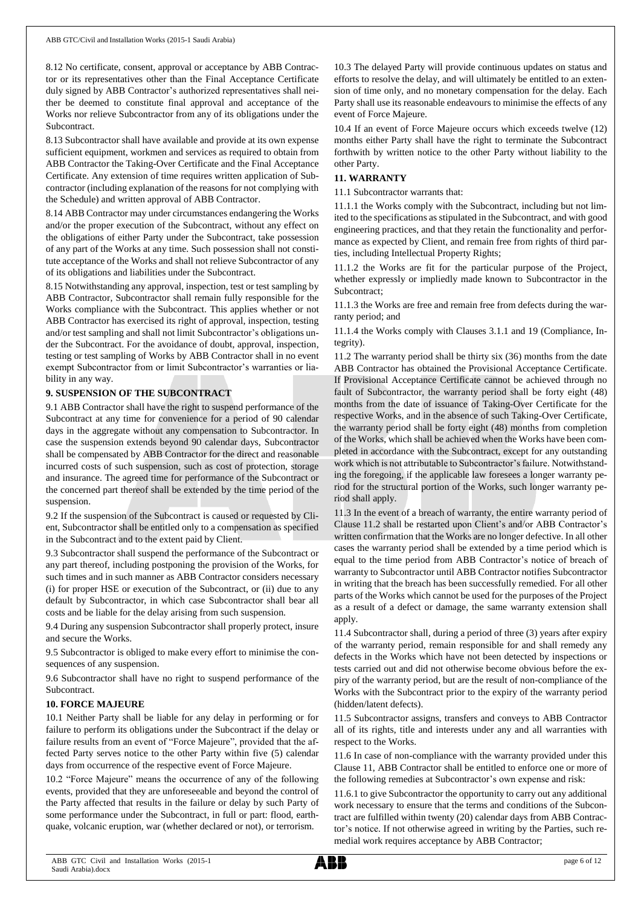8.12 No certificate, consent, approval or acceptance by ABB Contractor or its representatives other than the Final Acceptance Certificate duly signed by ABB Contractor's authorized representatives shall neither be deemed to constitute final approval and acceptance of the Works nor relieve Subcontractor from any of its obligations under the Subcontract.

8.13 Subcontractor shall have available and provide at its own expense sufficient equipment, workmen and services as required to obtain from ABB Contractor the Taking-Over Certificate and the Final Acceptance Certificate. Any extension of time requires written application of Subcontractor (including explanation of the reasons for not complying with the Schedule) and written approval of ABB Contractor.

8.14 ABB Contractor may under circumstances endangering the Works and/or the proper execution of the Subcontract, without any effect on the obligations of either Party under the Subcontract, take possession of any part of the Works at any time. Such possession shall not constitute acceptance of the Works and shall not relieve Subcontractor of any of its obligations and liabilities under the Subcontract.

8.15 Notwithstanding any approval, inspection, test or test sampling by ABB Contractor, Subcontractor shall remain fully responsible for the Works compliance with the Subcontract. This applies whether or not ABB Contractor has exercised its right of approval, inspection, testing and/or test sampling and shall not limit Subcontractor's obligations under the Subcontract. For the avoidance of doubt, approval, inspection, testing or test sampling of Works by ABB Contractor shall in no event exempt Subcontractor from or limit Subcontractor's warranties or liability in any way.

## 9. SUSPENSION OF THE SUBCONTRACT

9.1 ABB Contractor shall have the right to suspend performance of the Subcontract at any time for convenience for a period of 90 calendar days in the aggregate without any compensation to Subcontractor. In case the suspension extends beyond 90 calendar days, Subcontractor shall be compensated by ABB Contractor for the direct and reasonable incurred costs of such suspension, such as cost of protection, storage and insurance. The agreed time for performance of the Subcontract or the concerned part thereof shall be extended by the time period of the suspension.

9.2 If the suspension of the Subcontract is caused or requested by Client, Subcontractor shall be entitled only to a compensation as specified in the Subcontract and to the extent paid by Client.

9.3 Subcontractor shall suspend the performance of the Subcontract or any part thereof, including postponing the provision of the Works, for such times and in such manner as ABB Contractor considers necessary (i) for proper HSE or execution of the Subcontract, or (ii) due to any default by Subcontractor, in which case Subcontractor shall bear all costs and be liable for the delay arising from such suspension.

9.4 During any suspension Subcontractor shall properly protect, insure and secure the Works.

9.5 Subcontractor is obliged to make every effort to minimise the consequences of any suspension.

9.6 Subcontractor shall have no right to suspend performance of the Subcontract.

## 10. FORCE MAJEURE

10.1 Neither Party shall be liable for any delay in performing or for failure to perform its obligations under the Subcontract if the delay or failure results from an event of "Force Majeure", provided that the affected Party serves notice to the other Party within five (5) calendar days from occurrence of the respective event of Force Majeure.

10.2 "Force Majeure" means the occurrence of any of the following events, provided that they are unforeseeable and beyond the control of the Party affected that results in the failure or delay by such Party of some performance under the Subcontract, in full or part: flood, earthquake, volcanic eruption, war (whether declared or not), or terrorism.

10.3 The delayed Party will provide continuous updates on status and efforts to resolve the delay, and will ultimately be entitled to an extension of time only, and no monetary compensation for the delay. Each Party shall use its reasonable endeavours to minimise the effects of any event of Force Majeure.

10.4 If an event of Force Majeure occurs which exceeds twelve (12) months either Party shall have the right to terminate the Subcontract forthwith by written notice to the other Party without liability to the other Party.

## 11. WARRANTY

11.1 Subcontractor warrants that:

11.1.1 the Works comply with the Subcontract, including but not limited to the specifications as stipulated in the Subcontract, and with good engineering practices, and that they retain the functionality and performance as expected by Client, and remain free from rights of third parties, including Intellectual Property Rights;

11.1.2 the Works are fit for the particular purpose of the Project, whether expressly or impliedly made known to Subcontractor in the Subcontract;

11.1.3 the Works are free and remain free from defects during the warranty period; and

11.1.4 the Works comply with Clauses 3.1.1 and 19 (Compliance, Integrity).

11.2 The warranty period shall be thirty six (36) months from the date ABB Contractor has obtained the Provisional Acceptance Certificate. If Provisional Acceptance Certificate cannot be achieved through no fault of Subcontractor, the warranty period shall be forty eight (48) months from the date of issuance of Taking-Over Certificate for the respective Works, and in the absence of such Taking-Over Certificate, the warranty period shall be forty eight (48) months from completion of the Works, which shall be achieved when the Works have been completed in accordance with the Subcontract, except for any outstanding work which is not attributable to Subcontractor's failure. Notwithstanding the foregoing, if the applicable law foresees a longer warranty period for the structural portion of the Works, such longer warranty period shall apply.

11.3 In the event of a breach of warranty, the entire warranty period of Clause 11.2 shall be restarted upon Client's and/or ABB Contractor's written confirmation that the Works are no longer defective. In all other cases the warranty period shall be extended by a time period which is equal to the time period from ABB Contractor's notice of breach of warranty to Subcontractor until ABB Contractor notifies Subcontractor in writing that the breach has been successfully remedied. For all other parts of the Works which cannot be used for the purposes of the Project as a result of a defect or damage, the same warranty extension shall apply.

11.4 Subcontractor shall, during a period of three (3) years after expiry of the warranty period, remain responsible for and shall remedy any defects in the Works which have not been detected by inspections or tests carried out and did not otherwise become obvious before the expiry of the warranty period, but are the result of non-compliance of the Works with the Subcontract prior to the expiry of the warranty period (hidden/latent defects).

11.5 Subcontractor assigns, transfers and conveys to ABB Contractor all of its rights, title and interests under any and all warranties with respect to the Works.

11.6 In case of non-compliance with the warranty provided under this Clause 11, ABB Contractor shall be entitled to enforce one or more of the following remedies at Subcontractor's own expense and risk:

11.6.1 to give Subcontractor the opportunity to carry out any additional work necessary to ensure that the terms and conditions of the Subcontract are fulfilled within twenty (20) calendar days from ABB Contractor's notice. If not otherwise agreed in writing by the Parties, such remedial work requires acceptance by ABB Contractor;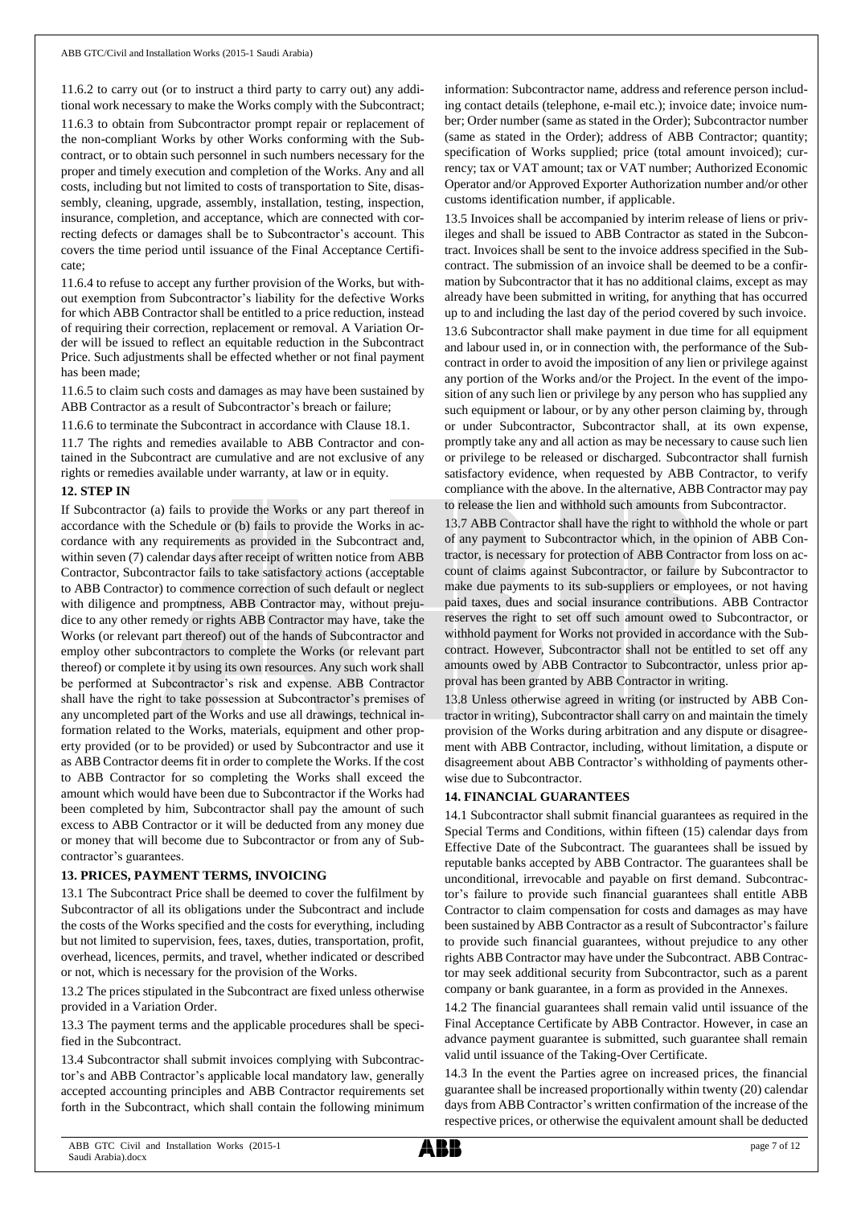11.6.2 to carry out (or to instruct a third party to carry out) any additional work necessary to make the Works comply with the Subcontract;

11.6.3 to obtain from Subcontractor prompt repair or replacement of the non-compliant Works by other Works conforming with the Subcontract, or to obtain such personnel in such numbers necessary for the proper and timely execution and completion of the Works. Any and all costs, including but not limited to costs of transportation to Site, disassembly, cleaning, upgrade, assembly, installation, testing, inspection, insurance, completion, and acceptance, which are connected with correcting defects or damages shall be to Subcontractor's account. This covers the time period until issuance of the Final Acceptance Certificate;

11.6.4 to refuse to accept any further provision of the Works, but without exemption from Subcontractor's liability for the defective Works for which ABB Contractor shall be entitled to a price reduction, instead of requiring their correction, replacement or removal. A Variation Order will be issued to reflect an equitable reduction in the Subcontract Price. Such adjustments shall be effected whether or not final payment has been made;

11.6.5 to claim such costs and damages as may have been sustained by ABB Contractor as a result of Subcontractor's breach or failure;

11.6.6 to terminate the Subcontract in accordance with Clause 18.1.

11.7 The rights and remedies available to ABB Contractor and contained in the Subcontract are cumulative and are not exclusive of any rights or remedies available under warranty, at law or in equity.

## 12. STEP IN

If Subcontractor (a) fails to provide the Works or any part thereof in accordance with the Schedule or (b) fails to provide the Works in accordance with any requirements as provided in the Subcontract and, within seven (7) calendar days after receipt of written notice from ABB Contractor, Subcontractor fails to take satisfactory actions (acceptable to ABB Contractor) to commence correction of such default or neglect with diligence and promptness, ABB Contractor may, without prejudice to any other remedy or rights ABB Contractor may have, take the Works (or relevant part thereof) out of the hands of Subcontractor and employ other subcontractors to complete the Works (or relevant part thereof) or complete it by using its own resources. Any such work shall be performed at Subcontractor's risk and expense. ABB Contractor shall have the right to take possession at Subcontractor's premises of any uncompleted part of the Works and use all drawings, technical information related to the Works, materials, equipment and other property provided (or to be provided) or used by Subcontractor and use it as ABB Contractor deems fit in order to complete the Works. If the cost to ABB Contractor for so completing the Works shall exceed the amount which would have been due to Subcontractor if the Works had been completed by him, Subcontractor shall pay the amount of such excess to ABB Contractor or it will be deducted from any money due or money that will become due to Subcontractor or from any of Subcontractor's guarantees.

## 13. PRICES, PAYMENT TERMS, INVOICING

13.1 The Subcontract Price shall be deemed to cover the fulfilment by Subcontractor of all its obligations under the Subcontract and include the costs of the Works specified and the costs for everything, including but not limited to supervision, fees, taxes, duties, transportation, profit, overhead, licences, permits, and travel, whether indicated or described or not, which is necessary for the provision of the Works.

13.2 The prices stipulated in the Subcontract are fixed unless otherwise provided in a Variation Order.

13.3 The payment terms and the applicable procedures shall be specified in the Subcontract.

13.4 Subcontractor shall submit invoices complying with Subcontractor's and ABB Contractor's applicable local mandatory law, generally accepted accounting principles and ABB Contractor requirements set forth in the Subcontract, which shall contain the following minimum information: Subcontractor name, address and reference person including contact details (telephone, e-mail etc.); invoice date; invoice number; Order number (same as stated in the Order); Subcontractor number (same as stated in the Order); address of ABB Contractor; quantity; specification of Works supplied; price (total amount invoiced); currency; tax or VAT amount; tax or VAT number; Authorized Economic Operator and/or Approved Exporter Authorization number and/or other customs identification number, if applicable.

13.5 Invoices shall be accompanied by interim release of liens or privileges and shall be issued to ABB Contractor as stated in the Subcontract. Invoices shall be sent to the invoice address specified in the Subcontract. The submission of an invoice shall be deemed to be a confirmation by Subcontractor that it has no additional claims, except as may already have been submitted in writing, for anything that has occurred up to and including the last day of the period covered by such invoice.

13.6 Subcontractor shall make payment in due time for all equipment and labour used in, or in connection with, the performance of the Subcontract in order to avoid the imposition of any lien or privilege against any portion of the Works and/or the Project. In the event of the imposition of any such lien or privilege by any person who has supplied any such equipment or labour, or by any other person claiming by, through or under Subcontractor, Subcontractor shall, at its own expense, promptly take any and all action as may be necessary to cause such lien or privilege to be released or discharged. Subcontractor shall furnish satisfactory evidence, when requested by ABB Contractor, to verify compliance with the above. In the alternative, ABB Contractor may pay to release the lien and withhold such amounts from Subcontractor.

13.7 ABB Contractor shall have the right to withhold the whole or part of any payment to Subcontractor which, in the opinion of ABB Contractor, is necessary for protection of ABB Contractor from loss on account of claims against Subcontractor, or failure by Subcontractor to make due payments to its sub-suppliers or employees, or not having paid taxes, dues and social insurance contributions. ABB Contractor reserves the right to set off such amount owed to Subcontractor, or withhold payment for Works not provided in accordance with the Subcontract. However, Subcontractor shall not be entitled to set off any amounts owed by ABB Contractor to Subcontractor, unless prior approval has been granted by ABB Contractor in writing.

13.8 Unless otherwise agreed in writing (or instructed by ABB Contractor in writing), Subcontractor shall carry on and maintain the timely provision of the Works during arbitration and any dispute or disagreement with ABB Contractor, including, without limitation, a dispute or disagreement about ABB Contractor's withholding of payments otherwise due to Subcontractor.

## 14. FINANCIAL GUARANTEES

14.1 Subcontractor shall submit financial guarantees as required in the Special Terms and Conditions, within fifteen (15) calendar days from Effective Date of the Subcontract. The guarantees shall be issued by reputable banks accepted by ABB Contractor. The guarantees shall be unconditional, irrevocable and payable on first demand. Subcontractor's failure to provide such financial guarantees shall entitle ABB Contractor to claim compensation for costs and damages as may have been sustained by ABB Contractor as a result of Subcontractor's failure to provide such financial guarantees, without prejudice to any other rights ABB Contractor may have under the Subcontract. ABB Contractor may seek additional security from Subcontractor, such as a parent company or bank guarantee, in a form as provided in the Annexes.

14.2 The financial guarantees shall remain valid until issuance of the Final Acceptance Certificate by ABB Contractor. However, in case an advance payment guarantee is submitted, such guarantee shall remain valid until issuance of the Taking-Over Certificate.

14.3 In the event the Parties agree on increased prices, the financial guarantee shall be increased proportionally within twenty (20) calendar days from ABB Contractor's written confirmation of the increase of the respective prices, or otherwise the equivalent amount shall be deducted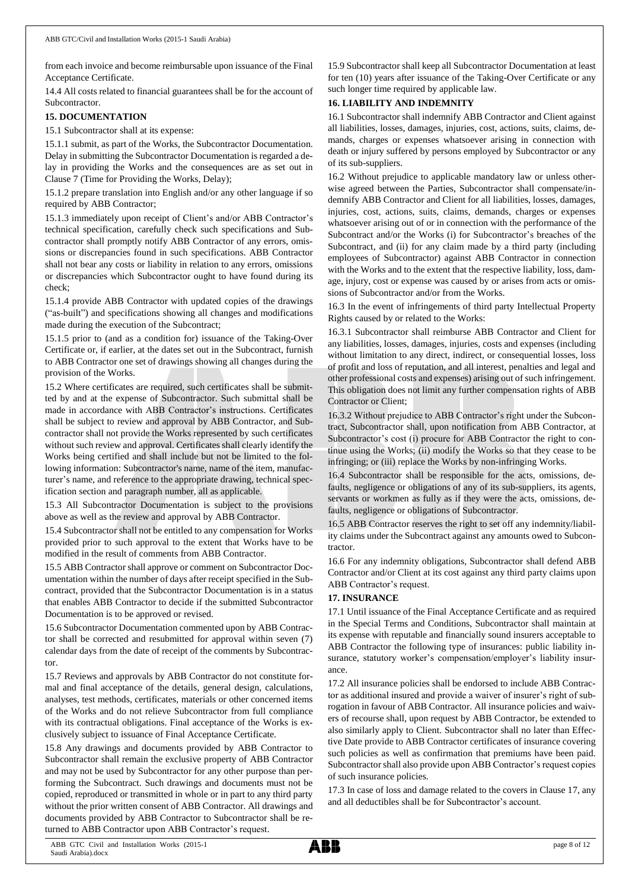from each invoice and become reimbursable upon issuance of the Final Acceptance Certificate.

14.4 All costs related to financial guarantees shall be for the account of Subcontractor.

## 15. DOCUMENTATION

15.1 Subcontractor shall at its expense:

15.1.1 submit, as part of the Works, the Subcontractor Documentation. Delay in submitting the Subcontractor Documentation is regarded a delay in providing the Works and the consequences are as set out in Clause 7 (Time for Providing the Works, Delay);

15.1.2 prepare translation into English and/or any other language if so required by ABB Contractor;

15.1.3 immediately upon receipt of Client's and/or ABB Contractor's technical specification, carefully check such specifications and Subcontractor shall promptly notify ABB Contractor of any errors, omissions or discrepancies found in such specifications. ABB Contractor shall not bear any costs or liability in relation to any errors, omissions or discrepancies which Subcontractor ought to have found during its check;

15.1.4 provide ABB Contractor with updated copies of the drawings ("as-built") and specifications showing all changes and modifications made during the execution of the Subcontract;

15.1.5 prior to (and as a condition for) issuance of the Taking-Over Certificate or, if earlier, at the dates set out in the Subcontract, furnish to ABB Contractor one set of drawings showing all changes during the provision of the Works.

15.2 Where certificates are required, such certificates shall be submitted by and at the expense of Subcontractor. Such submittal shall be made in accordance with ABB Contractor's instructions. Certificates shall be subject to review and approval by ABB Contractor, and Subcontractor shall not provide the Works represented by such certificates without such review and approval. Certificates shall clearly identify the Works being certified and shall include but not be limited to the following information: Subcontractor's name, name of the item, manufacturer's name, and reference to the appropriate drawing, technical specification section and paragraph number, all as applicable.

15.3 All Subcontractor Documentation is subject to the provisions above as well as the review and approval by ABB Contractor.

15.4 Subcontractor shall not be entitled to any compensation for Works provided prior to such approval to the extent that Works have to be modified in the result of comments from ABB Contractor.

15.5 ABB Contractor shall approve or comment on Subcontractor Documentation within the number of days after receipt specified in the Subcontract, provided that the Subcontractor Documentation is in a status that enables ABB Contractor to decide if the submitted Subcontractor Documentation is to be approved or revised.

15.6 Subcontractor Documentation commented upon by ABB Contractor shall be corrected and resubmitted for approval within seven (7) calendar days from the date of receipt of the comments by Subcontractor.

15.7 Reviews and approvals by ABB Contractor do not constitute formal and final acceptance of the details, general design, calculations, analyses, test methods, certificates, materials or other concerned items of the Works and do not relieve Subcontractor from full compliance with its contractual obligations. Final acceptance of the Works is exclusively subject to issuance of Final Acceptance Certificate.

15.8 Any drawings and documents provided by ABB Contractor to Subcontractor shall remain the exclusive property of ABB Contractor and may not be used by Subcontractor for any other purpose than performing the Subcontract. Such drawings and documents must not be copied, reproduced or transmitted in whole or in part to any third party without the prior written consent of ABB Contractor. All drawings and documents provided by ABB Contractor to Subcontractor shall be returned to ABB Contractor upon ABB Contractor's request.

15.9 Subcontractor shall keep all Subcontractor Documentation at least for ten (10) years after issuance of the Taking-Over Certificate or any such longer time required by applicable law.

## 16. LIABILITY AND INDEMNITY

16.1 Subcontractor shall indemnify ABB Contractor and Client against all liabilities, losses, damages, injuries, cost, actions, suits, claims, demands, charges or expenses whatsoever arising in connection with death or injury suffered by persons employed by Subcontractor or any of its sub-suppliers.

16.2 Without prejudice to applicable mandatory law or unless otherwise agreed between the Parties, Subcontractor shall compensate/indemnify ABB Contractor and Client for all liabilities, losses, damages, injuries, cost, actions, suits, claims, demands, charges or expenses whatsoever arising out of or in connection with the performance of the Subcontract and/or the Works (i) for Subcontractor's breaches of the Subcontract, and (ii) for any claim made by a third party (including employees of Subcontractor) against ABB Contractor in connection with the Works and to the extent that the respective liability, loss, damage, injury, cost or expense was caused by or arises from acts or omissions of Subcontractor and/or from the Works.

16.3 In the event of infringements of third party Intellectual Property Rights caused by or related to the Works:

16.3.1 Subcontractor shall reimburse ABB Contractor and Client for any liabilities, losses, damages, injuries, costs and expenses (including without limitation to any direct, indirect, or consequential losses, loss of profit and loss of reputation, and all interest, penalties and legal and other professional costs and expenses) arising out of such infringement. This obligation does not limit any further compensation rights of ABB Contractor or Client;

16.3.2 Without prejudice to ABB Contractor's right under the Subcontract, Subcontractor shall, upon notification from ABB Contractor, at Subcontractor's cost (i) procure for ABB Contractor the right to continue using the Works; (ii) modify the Works so that they cease to be infringing; or (iii) replace the Works by non-infringing Works.

16.4 Subcontractor shall be responsible for the acts, omissions, defaults, negligence or obligations of any of its sub-suppliers, its agents, servants or workmen as fully as if they were the acts, omissions, defaults, negligence or obligations of Subcontractor.

16.5 ABB Contractor reserves the right to set off any indemnity/liability claims under the Subcontract against any amounts owed to Subcontractor.

16.6 For any indemnity obligations, Subcontractor shall defend ABB Contractor and/or Client at its cost against any third party claims upon ABB Contractor's request.

## 17. INSURANCE

17.1 Until issuance of the Final Acceptance Certificate and as required in the Special Terms and Conditions, Subcontractor shall maintain at its expense with reputable and financially sound insurers acceptable to ABB Contractor the following type of insurances: public liability insurance, statutory worker's compensation/employer's liability insurance.

17.2 All insurance policies shall be endorsed to include ABB Contractor as additional insured and provide a waiver of insurer's right of subrogation in favour of ABB Contractor. All insurance policies and waivers of recourse shall, upon request by ABB Contractor, be extended to also similarly apply to Client. Subcontractor shall no later than Effective Date provide to ABB Contractor certificates of insurance covering such policies as well as confirmation that premiums have been paid. Subcontractor shall also provide upon ABB Contractor's request copies of such insurance policies.

17.3 In case of loss and damage related to the covers in Clause 17, any and all deductibles shall be for Subcontractor's account.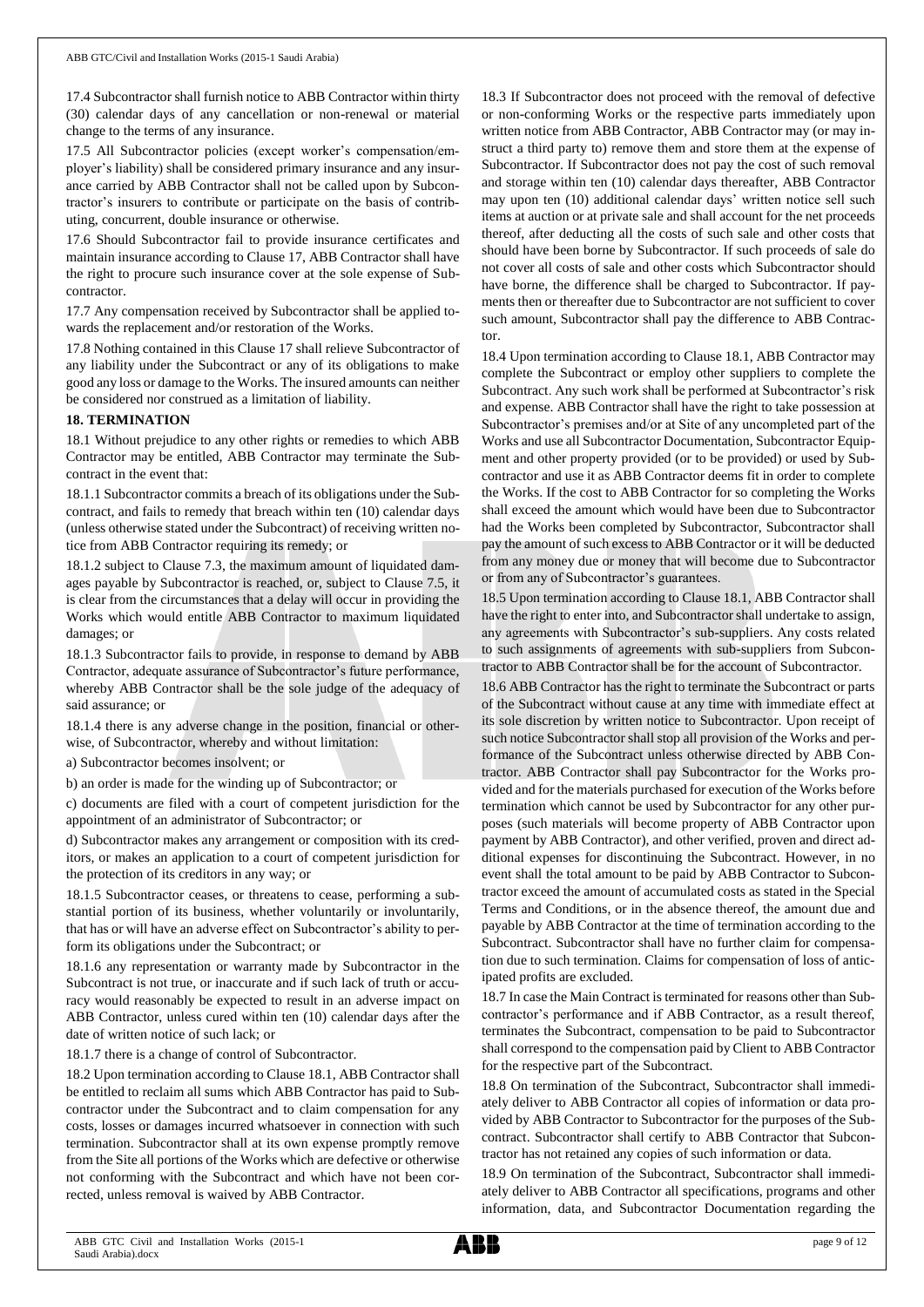17.4 Subcontractor shall furnish notice to ABB Contractor within thirty (30) calendar days of any cancellation or non-renewal or material change to the terms of any insurance.

17.5 All Subcontractor policies (except worker's compensation/employer's liability) shall be considered primary insurance and any insurance carried by ABB Contractor shall not be called upon by Subcontractor's insurers to contribute or participate on the basis of contributing, concurrent, double insurance or otherwise.

17.6 Should Subcontractor fail to provide insurance certificates and maintain insurance according to Clause 17, ABB Contractor shall have the right to procure such insurance cover at the sole expense of Subcontractor.

17.7 Any compensation received by Subcontractor shall be applied towards the replacement and/or restoration of the Works.

17.8 Nothing contained in this Clause 17 shall relieve Subcontractor of any liability under the Subcontract or any of its obligations to make good any loss or damage to the Works. The insured amounts can neither be considered nor construed as a limitation of liability.

**18. TERMINATION**

18.1 Without prejudice to any other rights or remedies to which ABB Contractor may be entitled, ABB Contractor may terminate the Subcontract in the event that:

18.1.1 Subcontractor commits a breach of its obligations under the Subcontract, and fails to remedy that breach within ten (10) calendar days (unless otherwise stated under the Subcontract) of receiving written notice from ABB Contractor requiring its remedy; or

18.1.2 subject to Clause 7.3, the maximum amount of liquidated damages payable by Subcontractor is reached, or, subject to Clause 7.5, it is clear from the circumstances that a delay will occur in providing the Works which would entitle ABB Contractor to maximum liquidated damages; or

18.1.3 Subcontractor fails to provide, in response to demand by ABB Contractor, adequate assurance of Subcontractor's future performance, whereby ABB Contractor shall be the sole judge of the adequacy of said assurance; or

18.1.4 there is any adverse change in the position, financial or otherwise, of Subcontractor, whereby and without limitation:

a) Subcontractor becomes insolvent; or

b) an order is made for the winding up of Subcontractor; or

c) documents are filed with a court of competent jurisdiction for the appointment of an administrator of Subcontractor; or

d) Subcontractor makes any arrangement or composition with its creditors, or makes an application to a court of competent jurisdiction for the protection of its creditors in any way; or

18.1.5 Subcontractor ceases, or threatens to cease, performing a substantial portion of its business, whether voluntarily or involuntarily, that has or will have an adverse effect on Subcontractor's ability to perform its obligations under the Subcontract; or

18.1.6 any representation or warranty made by Subcontractor in the Subcontract is not true, or inaccurate and if such lack of truth or accuracy would reasonably be expected to result in an adverse impact on ABB Contractor, unless cured within ten (10) calendar days after the date of written notice of such lack; or

18.1.7 there is a change of control of Subcontractor.

18.2 Upon termination according to Clause 18.1, ABB Contractor shall be entitled to reclaim all sums which ABB Contractor has paid to Subcontractor under the Subcontract and to claim compensation for any costs, losses or damages incurred whatsoever in connection with such termination. Subcontractor shall at its own expense promptly remove from the Site all portions of the Works which are defective or otherwise not conforming with the Subcontract and which have not been corrected, unless removal is waived by ABB Contractor.

18.3 If Subcontractor does not proceed with the removal of defective or non-conforming Works or the respective parts immediately upon written notice from ABB Contractor, ABB Contractor may (or may instruct a third party to) remove them and store them at the expense of Subcontractor. If Subcontractor does not pay the cost of such removal and storage within ten (10) calendar days thereafter, ABB Contractor may upon ten (10) additional calendar days' written notice sell such items at auction or at private sale and shall account for the net proceeds thereof, after deducting all the costs of such sale and other costs that should have been borne by Subcontractor. If such proceeds of sale do not cover all costs of sale and other costs which Subcontractor should have borne, the difference shall be charged to Subcontractor. If payments then or thereafter due to Subcontractor are not sufficient to cover such amount, Subcontractor shall pay the difference to ABB Contractor.

18.4 Upon termination according to Clause 18.1, ABB Contractor may complete the Subcontract or employ other suppliers to complete the Subcontract. Any such work shall be performed at Subcontractor's risk and expense. ABB Contractor shall have the right to take possession at Subcontractor's premises and/or at Site of any uncompleted part of the Works and use all Subcontractor Documentation, Subcontractor Equipment and other property provided (or to be provided) or used by Subcontractor and use it as ABB Contractor deems fit in order to complete the Works. If the cost to ABB Contractor for so completing the Works shall exceed the amount which would have been due to Subcontractor had the Works been completed by Subcontractor, Subcontractor shall pay the amount of such excess to ABB Contractor or it will be deducted from any money due or money that will become due to Subcontractor or from any of Subcontractor's guarantees.

18.5 Upon termination according to Clause 18.1, ABB Contractor shall have the right to enter into, and Subcontractor shall undertake to assign, any agreements with Subcontractor's sub-suppliers. Any costs related to such assignments of agreements with sub-suppliers from Subcontractor to ABB Contractor shall be for the account of Subcontractor.

18.6 ABB Contractor has the right to terminate the Subcontract or parts of the Subcontract without cause at any time with immediate effect at its sole discretion by written notice to Subcontractor. Upon receipt of such notice Subcontractor shall stop all provision of the Works and performance of the Subcontract unless otherwise directed by ABB Contractor. ABB Contractor shall pay Subcontractor for the Works provided and for the materials purchased for execution of the Works before termination which cannot be used by Subcontractor for any other purposes (such materials will become property of ABB Contractor upon payment by ABB Contractor), and other verified, proven and direct additional expenses for discontinuing the Subcontract. However, in no event shall the total amount to be paid by ABB Contractor to Subcontractor exceed the amount of accumulated costs as stated in the Special Terms and Conditions, or in the absence thereof, the amount due and payable by ABB Contractor at the time of termination according to the Subcontract. Subcontractor shall have no further claim for compensation due to such termination. Claims for compensation of loss of anticipated profits are excluded.

18.7 In case the Main Contract is terminated for reasons other than Subcontractor's performance and if ABB Contractor, as a result thereof, terminates the Subcontract, compensation to be paid to Subcontractor shall correspond to the compensation paid by Client to ABB Contractor for the respective part of the Subcontract.

18.8 On termination of the Subcontract, Subcontractor shall immediately deliver to ABB Contractor all copies of information or data provided by ABB Contractor to Subcontractor for the purposes of the Subcontract. Subcontractor shall certify to ABB Contractor that Subcontractor has not retained any copies of such information or data.

18.9 On termination of the Subcontract, Subcontractor shall immediately deliver to ABB Contractor all specifications, programs and other information, data, and Subcontractor Documentation regarding the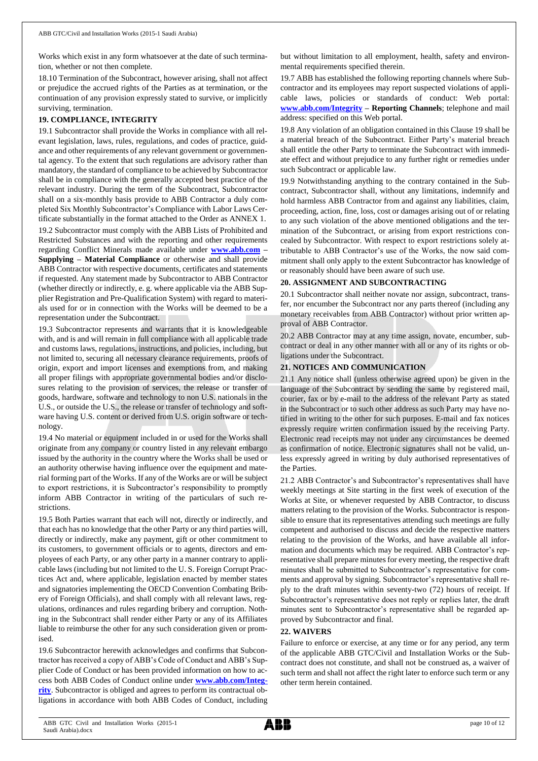Works which exist in any form whatsoever at the date of such termination, whether or not then complete.

18.10 Termination of the Subcontract, however arising, shall not affect or prejudice the accrued rights of the Parties as at termination, or the continuation of any provision expressly stated to survive, or implicitly surviving, termination.

## 19. COMPLIANCE, INTEGRITY

19.1 Subcontractor shall provide the Works in compliance with all relevant legislation, laws, rules, regulations, and codes of practice, guidance and other requirements of any relevant government or governmental agency. To the extent that such regulations are advisory rather than mandatory, the standard of compliance to be achieved by Subcontractor shall be in compliance with the generally accepted best practice of the relevant industry. During the term of the Subcontract, Subcontractor shall on a six-monthly basis provide to ABB Contractor a duly completed Six Monthly Subcontractor's Compliance with Labor Laws Certificate substantially in the format attached to the Order as ANNEX 1.

19.2 Subcontractor must comply with the ABB Lists of Prohibited and Restricted Substances and with the reporting and other requirements regarding Conflict Minerals made available under **www.abb.com – Supplying – Material Compliance** or otherwise and shall provide ABB Contractor with respective documents, certificates and statements if requested. Any statement made by Subcontractor to ABB Contractor (whether directly or indirectly, e. g. where applicable via the ABB Supplier Registration and Pre-Qualification System) with regard to materials used for or in connection with the Works will be deemed to be a representation under the Subcontract.

19.3 Subcontractor represents and warrants that it is knowledgeable with, and is and will remain in full compliance with all applicable trade and customs laws, regulations, instructions, and policies, including, but not limited to, securing all necessary clearance requirements, proofs of origin, export and import licenses and exemptions from, and making all proper filings with appropriate governmental bodies and/or disclosures relating to the provision of services, the release or transfer of goods, hardware, software and technology to non U.S. nationals in the U.S., or outside the U.S., the release or transfer of technology and software having U.S. content or derived from U.S. origin software or technology.

19.4 No material or equipment included in or used for the Works shall originate from any company or country listed in any relevant embargo issued by the authority in the country where the Works shall be used or an authority otherwise having influence over the equipment and material forming part of the Works. If any of the Works are or will be subject to export restrictions, it is Subcontractor's responsibility to promptly inform ABB Contractor in writing of the particulars of such restrictions.

19.5 Both Parties warrant that each will not, directly or indirectly, and that each has no knowledge that the other Party or any third parties will, directly or indirectly, make any payment, gift or other commitment to its customers, to government officials or to agents, directors and employees of each Party, or any other party in a manner contrary to applicable laws (including but not limited to the U. S. Foreign Corrupt Practices Act and, where applicable, legislation enacted by member states and signatories implementing the OECD Convention Combating Bribery of Foreign Officials), and shall comply with all relevant laws, regulations, ordinances and rules regarding bribery and corruption. Nothing in the Subcontract shall render either Party or any of its Affiliates liable to reimburse the other for any such consideration given or promised.

19.6 Subcontractor herewith acknowledges and confirms that Subcontractor has received a copy of ABB's Code of Conduct and ABB's Supplier Code of Conduct or has been provided information on how to access both ABB Codes of Conduct online under **www.abb.com/Integrity**. Subcontractor is obliged and agrees to perform its contractual obligations in accordance with both ABB Codes of Conduct, including but without limitation to all employment, health, safety and environmental requirements specified therein.

19.7 ABB has established the following reporting channels where Subcontractor and its employees may report suspected violations of applicable laws, policies or standards of conduct: Web portal: **www.abb.com/Integrity – Reporting Channels**; telephone and mail address: specified on this Web portal.

19.8 Any violation of an obligation contained in this Clause 19 shall be a material breach of the Subcontract. Either Party's material breach shall entitle the other Party to terminate the Subcontract with immediate effect and without prejudice to any further right or remedies under such Subcontract or applicable law.

19.9 Notwithstanding anything to the contrary contained in the Subcontract, Subcontractor shall, without any limitations, indemnify and hold harmless ABB Contractor from and against any liabilities, claim, proceeding, action, fine, loss, cost or damages arising out of or relating to any such violation of the above mentioned obligations and the termination of the Subcontract, or arising from export restrictions concealed by Subcontractor. With respect to export restrictions solely attributable to ABB Contractor's use of the Works, the now said commitment shall only apply to the extent Subcontractor has knowledge of or reasonably should have been aware of such use.

## 20. ASSIGNMENT AND SUBCONTRACTING

20.1 Subcontractor shall neither novate nor assign, subcontract, transfer, nor encumber the Subcontract nor any parts thereof (including any monetary receivables from ABB Contractor) without prior written approval of ABB Contractor.

20.2 ABB Contractor may at any time assign, novate, encumber, subcontract or deal in any other manner with all or any of its rights or obligations under the Subcontract.

## 21. NOTICES AND COMMUNICATION

21.1 Any notice shall (unless otherwise agreed upon) be given in the language of the Subcontract by sending the same by registered mail, courier, fax or by e-mail to the address of the relevant Party as stated in the Subcontract or to such other address as such Party may have notified in writing to the other for such purposes. E-mail and fax notices expressly require written confirmation issued by the receiving Party. Electronic read receipts may not under any circumstances be deemed as confirmation of notice. Electronic signatures shall not be valid, unless expressly agreed in writing by duly authorised representatives of the Parties.

21.2 ABB Contractor's and Subcontractor's representatives shall have weekly meetings at Site starting in the first week of execution of the Works at Site, or whenever requested by ABB Contractor, to discuss matters relating to the provision of the Works. Subcontractor is responsible to ensure that its representatives attending such meetings are fully competent and authorised to discuss and decide the respective matters relating to the provision of the Works, and have available all information and documents which may be required. ABB Contractor's representative shall prepare minutes for every meeting, the respective draft minutes shall be submitted to Subcontractor's representative for comments and approval by signing. Subcontractor's representative shall reply to the draft minutes within seventy-two (72) hours of receipt. If Subcontractor's representative does not reply or replies later, the draft minutes sent to Subcontractor's representative shall be regarded approved by Subcontractor and final.

## 22. WAIVERS

Failure to enforce or exercise, at any time or for any period, any term of the applicable ABB GTC/Civil and Installation Works or the Subcontract does not constitute, and shall not be construed as, a waiver of such term and shall not affect the right later to enforce such term or any other term herein contained.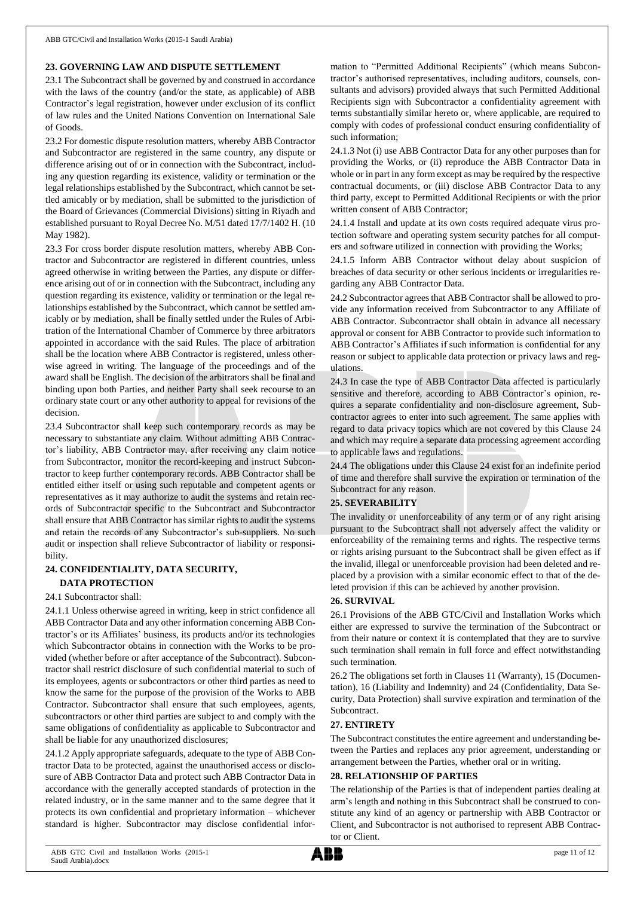## 23. GOVERNING LAW AND DISPUTE SETTLEMENT

23.1 The Subcontract shall be governed by and construed in accordance with the laws of the country (and/or the state, as applicable) of ABB Contractor's legal registration, however under exclusion of its conflict of law rules and the United Nations Convention on International Sale of Goods.

23.2 For domestic dispute resolution matters, whereby ABB Contractor and Subcontractor are registered in the same country, any dispute or difference arising out of or in connection with the Subcontract, including any question regarding its existence, validity or termination or the legal relationships established by the Subcontract, which cannot be settled amicably or by mediation, shall be submitted to the jurisdiction of the Board of Grievances (Commercial Divisions) sitting in Riyadh and established pursuant to Royal Decree No. M/51 dated 17/7/1402 H. (10 May 1982).

23.3 For cross border dispute resolution matters, whereby ABB Contractor and Subcontractor are registered in different countries, unless agreed otherwise in writing between the Parties, any dispute or difference arising out of or in connection with the Subcontract, including any question regarding its existence, validity or termination or the legal relationships established by the Subcontract, which cannot be settled amicably or by mediation, shall be finally settled under the Rules of Arbitration of the International Chamber of Commerce by three arbitrators appointed in accordance with the said Rules. The place of arbitration shall be the location where ABB Contractor is registered, unless otherwise agreed in writing. The language of the proceedings and of the award shall be English. The decision of the arbitrators shall be final and binding upon both Parties, and neither Party shall seek recourse to an ordinary state court or any other authority to appeal for revisions of the decision.

23.4 Subcontractor shall keep such contemporary records as may be necessary to substantiate any claim. Without admitting ABB Contractor's liability, ABB Contractor may, after receiving any claim notice from Subcontractor, monitor the record-keeping and instruct Subcontractor to keep further contemporary records. ABB Contractor shall be entitled either itself or using such reputable and competent agents or representatives as it may authorize to audit the systems and retain records of Subcontractor specific to the Subcontract and Subcontractor shall ensure that ABB Contractor has similar rights to audit the systems and retain the records of any Subcontractor's sub-suppliers. No such audit or inspection shall relieve Subcontractor of liability or responsibility.

## 24. CONFIDENTIALITY, DATA SECURITY, DATA PROTECTION

24.1 Subcontractor shall:

24.1.1 Unless otherwise agreed in writing, keep in strict confidence all ABB Contractor Data and any other information concerning ABB Contractor's or its Affiliates' business, its products and/or its technologies which Subcontractor obtains in connection with the Works to be provided (whether before or after acceptance of the Subcontract). Subcontractor shall restrict disclosure of such confidential material to such of its employees, agents or subcontractors or other third parties as need to know the same for the purpose of the provision of the Works to ABB Contractor. Subcontractor shall ensure that such employees, agents, subcontractors or other third parties are subject to and comply with the same obligations of confidentiality as applicable to Subcontractor and shall be liable for any unauthorized disclosures;

24.1.2 Apply appropriate safeguards, adequate to the type of ABB Contractor Data to be protected, against the unauthorised access or disclosure of ABB Contractor Data and protect such ABB Contractor Data in accordance with the generally accepted standards of protection in the related industry, or in the same manner and to the same degree that it protects its own confidential and proprietary information – whichever standard is higher. Subcontractor may disclose confidential information to "Permitted Additional Recipients" (which means Subcontractor's authorised representatives, including auditors, counsels, consultants and advisors) provided always that such Permitted Additional Recipients sign with Subcontractor a confidentiality agreement with terms substantially similar hereto or, where applicable, are required to comply with codes of professional conduct ensuring confidentiality of such information;

24.1.3 Not (i) use ABB Contractor Data for any other purposes than for providing the Works, or (ii) reproduce the ABB Contractor Data in whole or in part in any form except as may be required by the respective contractual documents, or (iii) disclose ABB Contractor Data to any third party, except to Permitted Additional Recipients or with the prior written consent of ABB Contractor;

24.1.4 Install and update at its own costs required adequate virus protection software and operating system security patches for all computers and software utilized in connection with providing the Works;

24.1.5 Inform ABB Contractor without delay about suspicion of breaches of data security or other serious incidents or irregularities regarding any ABB Contractor Data.

24.2 Subcontractor agrees that ABB Contractor shall be allowed to provide any information received from Subcontractor to any Affiliate of ABB Contractor. Subcontractor shall obtain in advance all necessary approval or consent for ABB Contractor to provide such information to ABB Contractor's Affiliates if such information is confidential for any reason or subject to applicable data protection or privacy laws and regulations.

24.3 In case the type of ABB Contractor Data affected is particularly sensitive and therefore, according to ABB Contractor's opinion, requires a separate confidentiality and non-disclosure agreement, Subcontractor agrees to enter into such agreement. The same applies with regard to data privacy topics which are not covered by this Clause 24 and which may require a separate data processing agreement according to applicable laws and regulations.

24.4 The obligations under this Clause 24 exist for an indefinite period of time and therefore shall survive the expiration or termination of the Subcontract for any reason.

## 25. SEVERABILITY

The invalidity or unenforceability of any term or of any right arising pursuant to the Subcontract shall not adversely affect the validity or enforceability of the remaining terms and rights. The respective terms or rights arising pursuant to the Subcontract shall be given effect as if the invalid, illegal or unenforceable provision had been deleted and replaced by a provision with a similar economic effect to that of the deleted provision if this can be achieved by another provision.

## 26. SURVIVAL

26.1 Provisions of the ABB GTC/Civil and Installation Works which either are expressed to survive the termination of the Subcontract or from their nature or context it is contemplated that they are to survive such termination shall remain in full force and effect notwithstanding such termination.

26.2 The obligations set forth in Clauses 11 (Warranty), 15 (Documentation), 16 (Liability and Indemnity) and 24 (Confidentiality, Data Security, Data Protection) shall survive expiration and termination of the Subcontract.

## 27. ENTIRETY

The Subcontract constitutes the entire agreement and understanding between the Parties and replaces any prior agreement, understanding or arrangement between the Parties, whether oral or in writing.

## 28. RELATIONSHIP OF PARTIES

The relationship of the Parties is that of independent parties dealing at arm's length and nothing in this Subcontract shall be construed to constitute any kind of an agency or partnership with ABB Contractor or Client, and Subcontractor is not authorised to represent ABB Contractor or Client.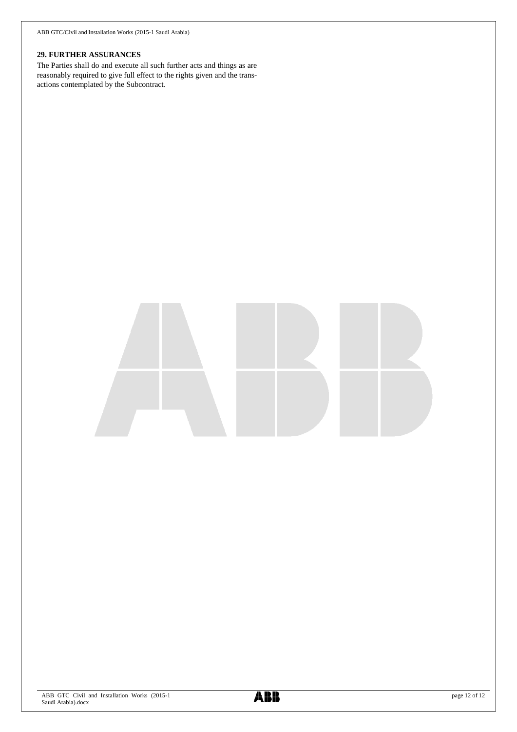## 29. FURTHER ASSURANCES

The Parties shall do and execute all such further acts and things as are reasonably required to give full effect to the rights given and the transactions contemplated by the Subcontract.